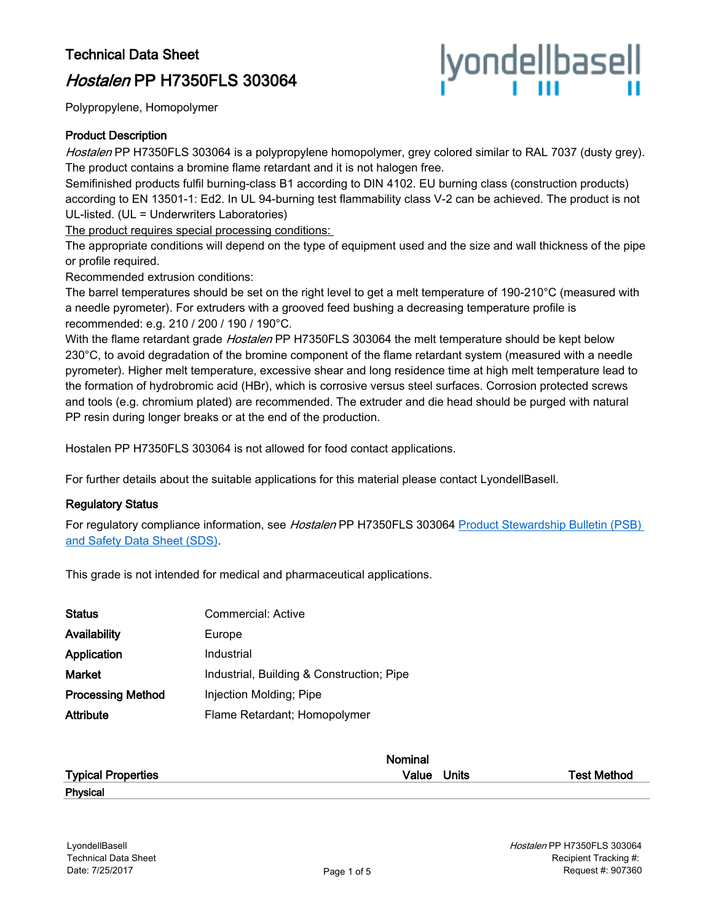# Technical Data Sheet

## *Hostalen* PP H7350FLS 303064

Polypropylene, Homopolymer

### Product Description

*Hostalen* PP H7350FLS 303064 is a polypropylene homopolymer, grey colored similar to RAL 7037 (dusty grey). The product contains a bromine flame retardant and it is not halogen free.

Semifinished products fulfil burning-class B1 according to DIN 4102. EU burning class (construction products) according to EN 13501-1: Ed2. In UL 94-burning test flammability class V-2 can be achieved. The product is not UL-listed. (UL = Underwriters Laboratories)

The product requires special processing conditions:

The appropriate conditions will depend on the type of equipment used and the size and wall thickness of the pipe or profile required.

Recommended extrusion conditions:

The barrel temperatures should be set on the right level to get a melt temperature of 190-210°C (measured with a needle pyrometer). For extruders with a grooved feed bushing a decreasing temperature profile is recommended: e.g. 210 / 200 / 190 / 190°C.

With the flame retardant grade *Hostalen* PP H7350FLS 303064 the melt temperature should be kept below 230°C, to avoid degradation of the bromine component of the flame retardant system (measured with a needle pyrometer). Higher melt temperature, excessive shear and long residence time at high melt temperature lead to the formation of hydrobromic acid (HBr), which is corrosive versus steel surfaces. Corrosion protected screws and tools (e.g. chromium plated) are recommended. The extruder and die head should be purged with natural PP resin during longer breaks or at the end of the production.

Hostalen PP H7350FLS 303064 is not allowed for food contact applications.

For further details about the suitable applications for this material please contact LyondellBasell.

### Regulatory Status

For regulatory compliance information, see *Hostalen* PP H7350FLS 303064 Product Stewardship Bulletin (PSB) and Safety Data Sheet (SDS).

This grade is not intended for medical and pharmaceutical applications.

| | |
|---|---|
| **Status** | Commercial: Active |
| **Availability** | Europe |
| **Application** | Industrial |
| **Market** | Industrial, Building & Construction; Pipe |
| **Processing Method** | Injection Molding; Pipe |
| **Attribute** | Flame Retardant; Homopolymer |

| Typical Properties | Nominal Value | Units | Test Method |
|---|---|---|---|
| **Physical** | | | |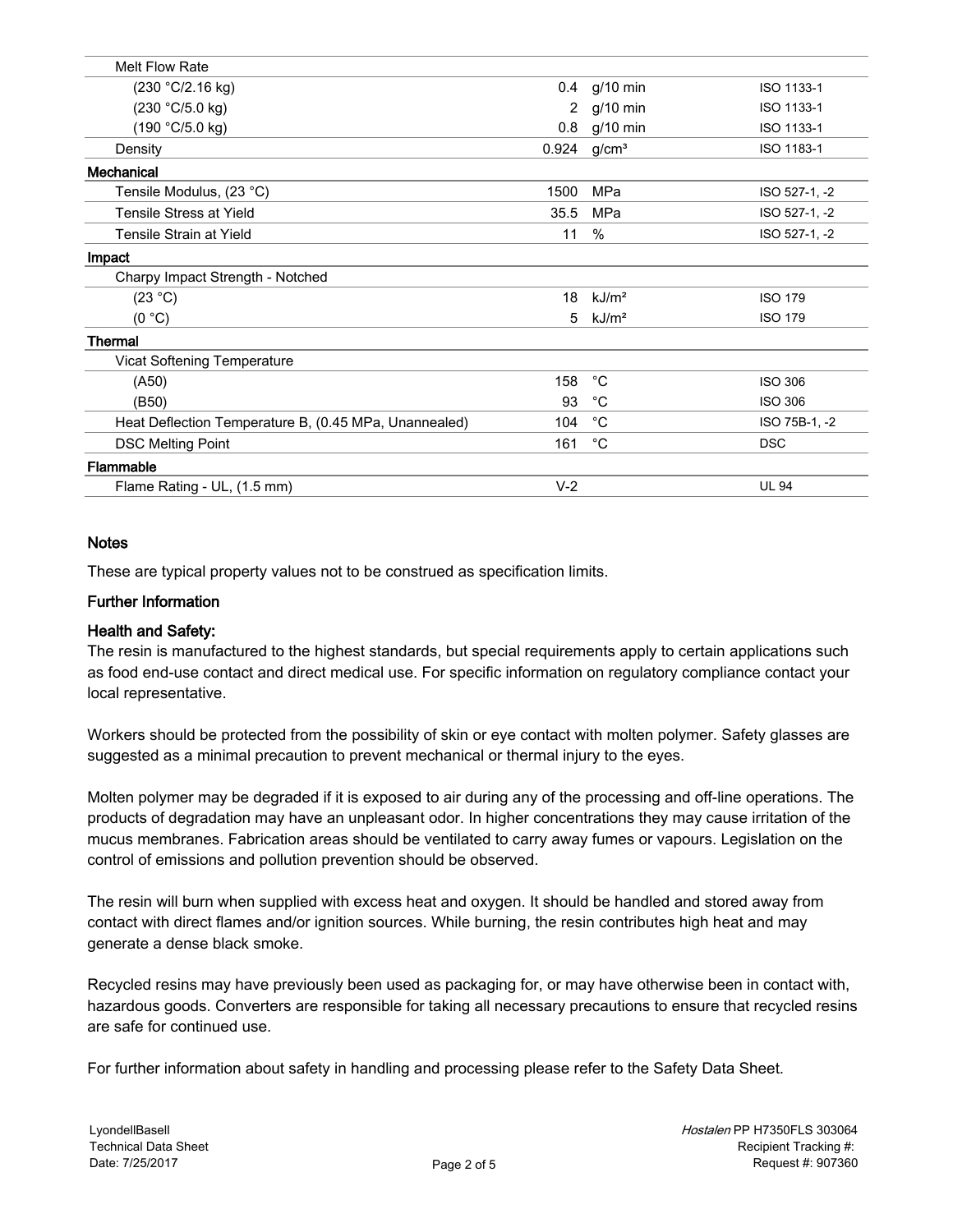| | | | |
|---|---|---|---|
| Melt Flow Rate | | | |
| (230 °C/2.16 kg) | 0.4 | g/10 min | ISO 1133-1 |
| (230 °C/5.0 kg) | 2 | g/10 min | ISO 1133-1 |
| (190 °C/5.0 kg) | 0.8 | g/10 min | ISO 1133-1 |
| Density | 0.924 | g/cm³ | ISO 1183-1 |
| **Mechanical** | | | |
| Tensile Modulus, (23 °C) | 1500 | MPa | ISO 527-1, -2 |
| Tensile Stress at Yield | 35.5 | MPa | ISO 527-1, -2 |
| Tensile Strain at Yield | 11 | % | ISO 527-1, -2 |
| **Impact** | | | |
| Charpy Impact Strength - Notched | | | |
| (23 °C) | 18 | kJ/m² | ISO 179 |
| (0 °C) | 5 | kJ/m² | ISO 179 |
| **Thermal** | | | |
| Vicat Softening Temperature | | | |
| (A50) | 158 | °C | ISO 306 |
| (B50) | 93 | °C | ISO 306 |
| Heat Deflection Temperature B, (0.45 MPa, Unannealed) | 104 | °C | ISO 75B-1, -2 |
| DSC Melting Point | 161 | °C | DSC |
| **Flammable** | | | |
| Flame Rating - UL, (1.5 mm) | V-2 | | UL 94 |

## Notes

These are typical property values not to be construed as specification limits.

## Further Information

### Health and Safety:

The resin is manufactured to the highest standards, but special requirements apply to certain applications such as food end-use contact and direct medical use. For specific information on regulatory compliance contact your local representative.

Workers should be protected from the possibility of skin or eye contact with molten polymer. Safety glasses are suggested as a minimal precaution to prevent mechanical or thermal injury to the eyes.

Molten polymer may be degraded if it is exposed to air during any of the processing and off-line operations. The products of degradation may have an unpleasant odor. In higher concentrations they may cause irritation of the mucus membranes. Fabrication areas should be ventilated to carry away fumes or vapours. Legislation on the control of emissions and pollution prevention should be observed.

The resin will burn when supplied with excess heat and oxygen. It should be handled and stored away from contact with direct flames and/or ignition sources. While burning, the resin contributes high heat and may generate a dense black smoke.

Recycled resins may have previously been used as packaging for, or may have otherwise been in contact with, hazardous goods. Converters are responsible for taking all necessary precautions to ensure that recycled resins are safe for continued use.

For further information about safety in handling and processing please refer to the Safety Data Sheet.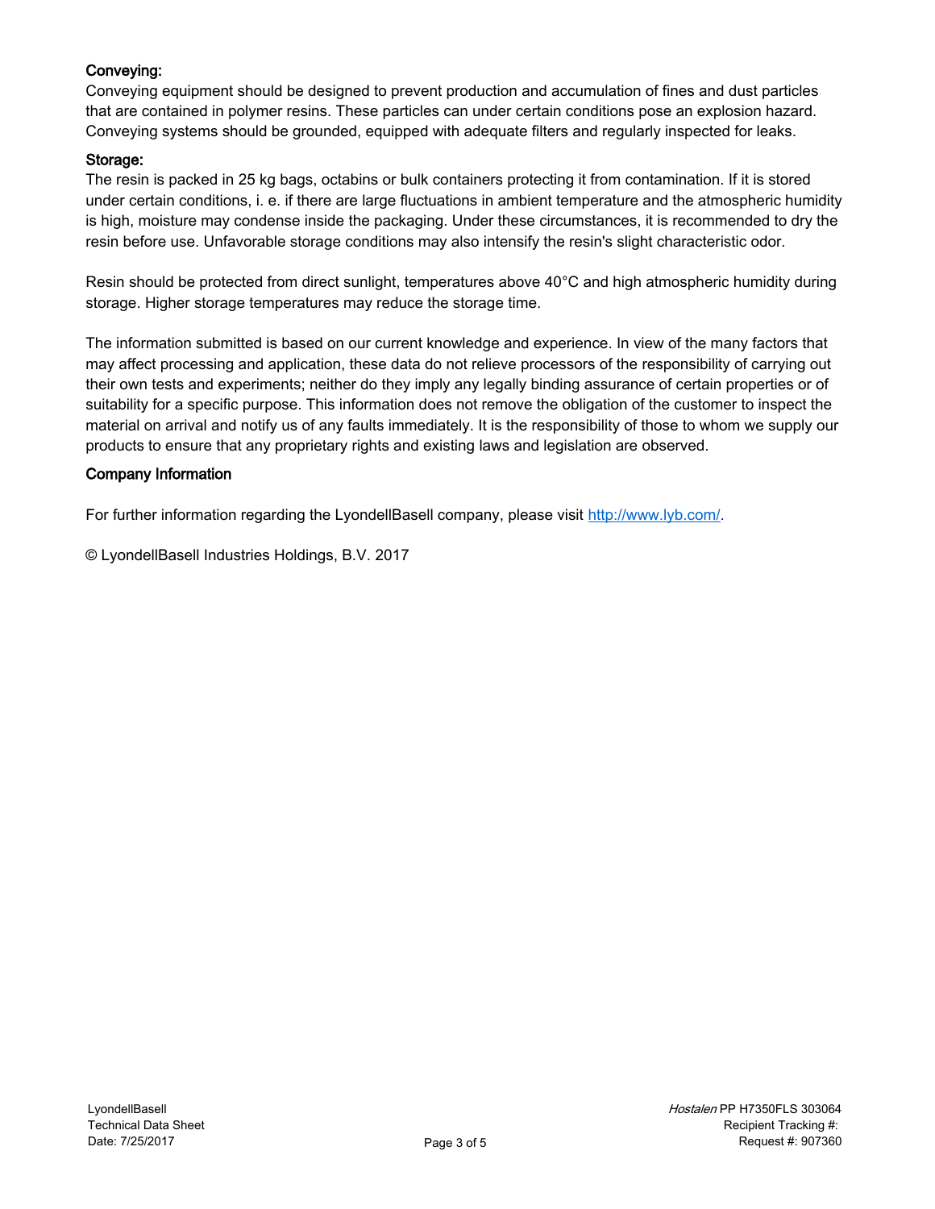### Conveying:

Conveying equipment should be designed to prevent production and accumulation of fines and dust particles that are contained in polymer resins. These particles can under certain conditions pose an explosion hazard. Conveying systems should be grounded, equipped with adequate filters and regularly inspected for leaks.

### Storage:

The resin is packed in 25 kg bags, octabins or bulk containers protecting it from contamination. If it is stored under certain conditions, i. e. if there are large fluctuations in ambient temperature and the atmospheric humidity is high, moisture may condense inside the packaging. Under these circumstances, it is recommended to dry the resin before use. Unfavorable storage conditions may also intensify the resin's slight characteristic odor.

Resin should be protected from direct sunlight, temperatures above 40°C and high atmospheric humidity during storage. Higher storage temperatures may reduce the storage time.

The information submitted is based on our current knowledge and experience. In view of the many factors that may affect processing and application, these data do not relieve processors of the responsibility of carrying out their own tests and experiments; neither do they imply any legally binding assurance of certain properties or of suitability for a specific purpose. This information does not remove the obligation of the customer to inspect the material on arrival and notify us of any faults immediately. It is the responsibility of those to whom we supply our products to ensure that any proprietary rights and existing laws and legislation are observed.

### Company Information

For further information regarding the LyondellBasell company, please visit [http://www.lyb.com/](http://www.lyb.com/).

© LyondellBasell Industries Holdings, B.V. 2017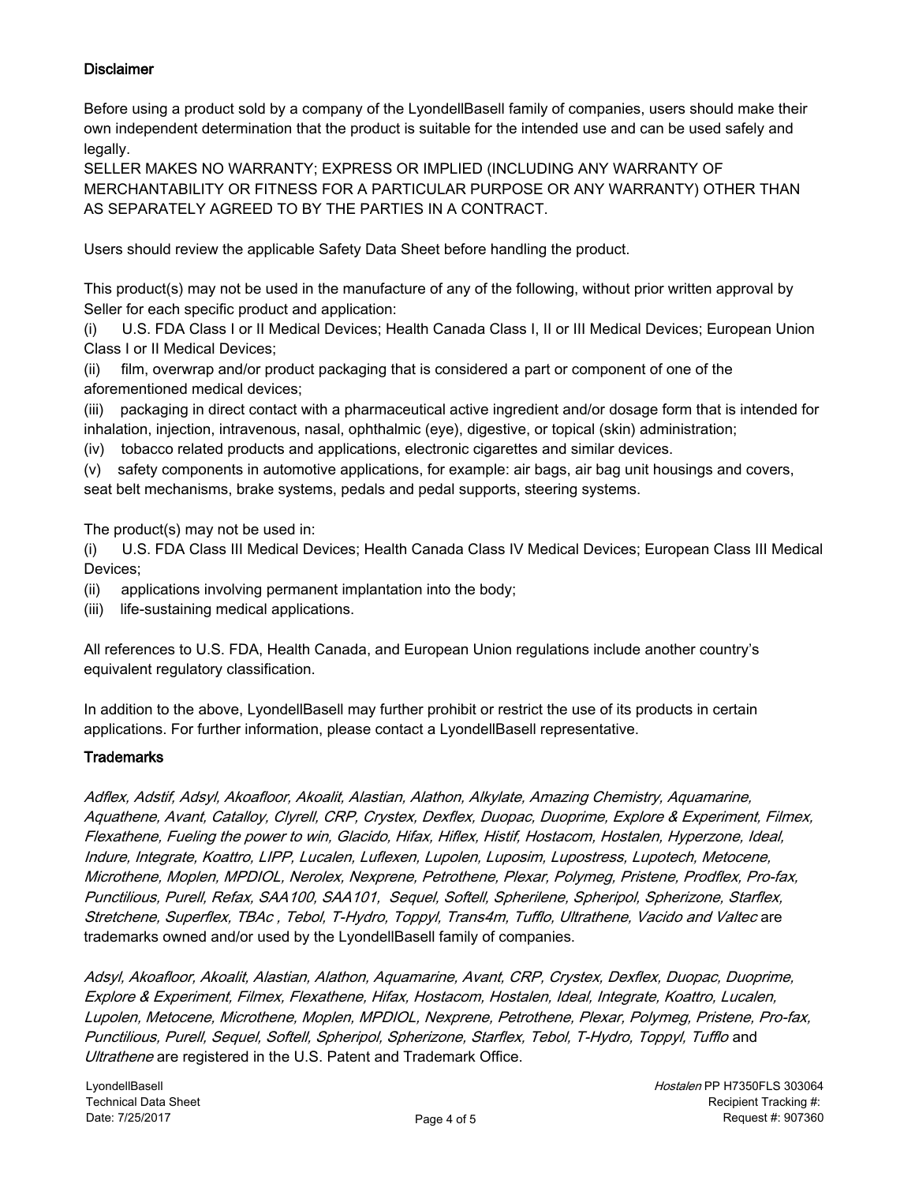## Disclaimer

Before using a product sold by a company of the LyondellBasell family of companies, users should make their own independent determination that the product is suitable for the intended use and can be used safely and legally.

SELLER MAKES NO WARRANTY; EXPRESS OR IMPLIED (INCLUDING ANY WARRANTY OF MERCHANTABILITY OR FITNESS FOR A PARTICULAR PURPOSE OR ANY WARRANTY) OTHER THAN AS SEPARATELY AGREED TO BY THE PARTIES IN A CONTRACT.

Users should review the applicable Safety Data Sheet before handling the product.

This product(s) may not be used in the manufacture of any of the following, without prior written approval by Seller for each specific product and application:

(i) U.S. FDA Class I or II Medical Devices; Health Canada Class I, II or III Medical Devices; European Union Class I or II Medical Devices;

(ii) film, overwrap and/or product packaging that is considered a part or component of one of the aforementioned medical devices;

(iii) packaging in direct contact with a pharmaceutical active ingredient and/or dosage form that is intended for inhalation, injection, intravenous, nasal, ophthalmic (eye), digestive, or topical (skin) administration;

(iv) tobacco related products and applications, electronic cigarettes and similar devices.

(v) safety components in automotive applications, for example: air bags, air bag unit housings and covers, seat belt mechanisms, brake systems, pedals and pedal supports, steering systems.

The product(s) may not be used in:

(i) U.S. FDA Class III Medical Devices; Health Canada Class IV Medical Devices; European Class III Medical Devices;

(ii) applications involving permanent implantation into the body;

(iii) life-sustaining medical applications.

All references to U.S. FDA, Health Canada, and European Union regulations include another country's equivalent regulatory classification.

In addition to the above, LyondellBasell may further prohibit or restrict the use of its products in certain applications. For further information, please contact a LyondellBasell representative.

## Trademarks

*Adflex, Adstif, Adsyl, Akoafloor, Akoalit, Alastian, Alathon, Alkylate, Amazing Chemistry, Aquamarine, Aquathene, Avant, Catalloy, Clyrell, CRP, Crystex, Dexflex, Duopac, Duoprime, Explore & Experiment, Filmex, Flexathene, Fueling the power to win, Glacido, Hifax, Hiflex, Histif, Hostacom, Hostalen, Hyperzone, Ideal, Indure, Integrate, Koattro, LIPP, Lucalen, Luflexen, Lupolen, Luposim, Lupostress, Lupotech, Metocene, Microthene, Moplen, MPDIOL, Nerolex, Nexprene, Petrothene, Plexar, Polymeg, Pristene, Prodflex, Pro-fax, Punctilious, Purell, Refax, SAA100, SAA101, Sequel, Softell, Spherilene, Spheripol, Spherizone, Starflex, Stretchene, Superflex, TBAc , Tebol, T-Hydro, Toppyl, Trans4m, Tufflo, Ultrathene, Vacido and Valtec* are trademarks owned and/or used by the LyondellBasell family of companies.

*Adsyl, Akoafloor, Akoalit, Alastian, Alathon, Aquamarine, Avant, CRP, Crystex, Dexflex, Duopac, Duoprime, Explore & Experiment, Filmex, Flexathene, Hifax, Hostacom, Hostalen, Ideal, Integrate, Koattro, Lucalen, Lupolen, Metocene, Microthene, Moplen, MPDIOL, Nexprene, Petrothene, Plexar, Polymeg, Pristene, Pro-fax, Punctilious, Purell, Sequel, Softell, Spheripol, Spherizone, Starflex, Tebol, T-Hydro, Toppyl, Tufflo* and *Ultrathene* are registered in the U.S. Patent and Trademark Office.